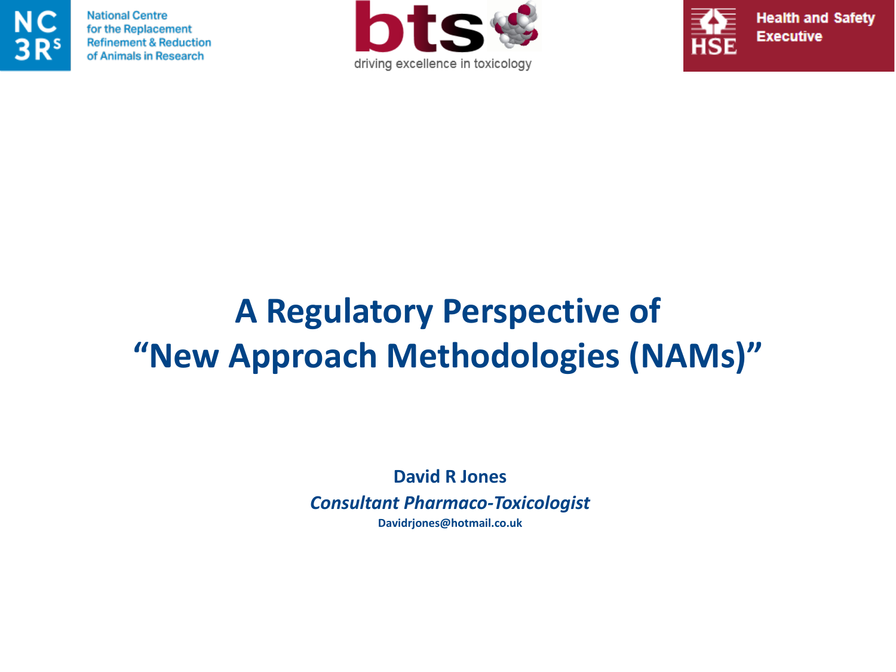National Centre for the Replacement Refinement & Reduction of Animals in Research

bts driving excellence in toxicology

Health and Safety Executive

# A Regulatory Perspective of "New Approach Methodologies (NAMs)"

**David R Jones**

***Consultant Pharmaco-Toxicologist***

**Davidrjones@hotmail.co.uk**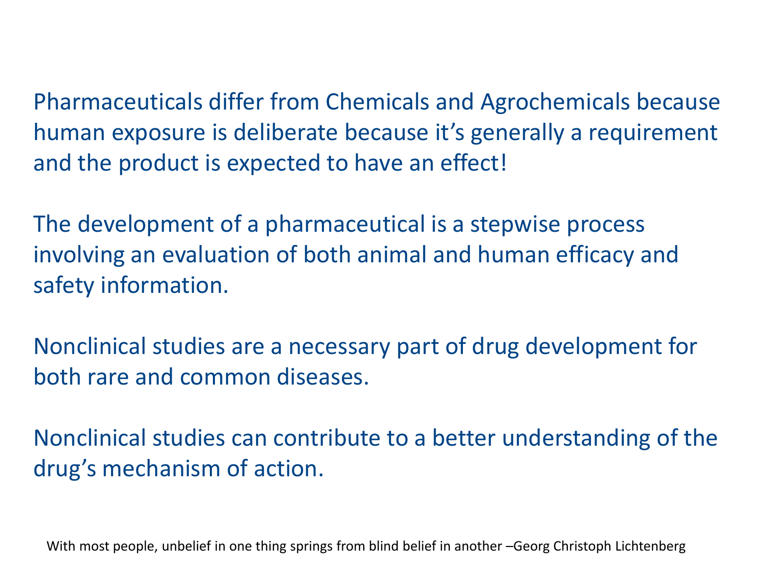Pharmaceuticals differ from Chemicals and Agrochemicals because human exposure is deliberate because it's generally a requirement and the product is expected to have an effect!

The development of a pharmaceutical is a stepwise process involving an evaluation of both animal and human efficacy and safety information.

Nonclinical studies are a necessary part of drug development for both rare and common diseases.

Nonclinical studies can contribute to a better understanding of the drug's mechanism of action.

With most people, unbelief in one thing springs from blind belief in another –Georg Christoph Lichtenberg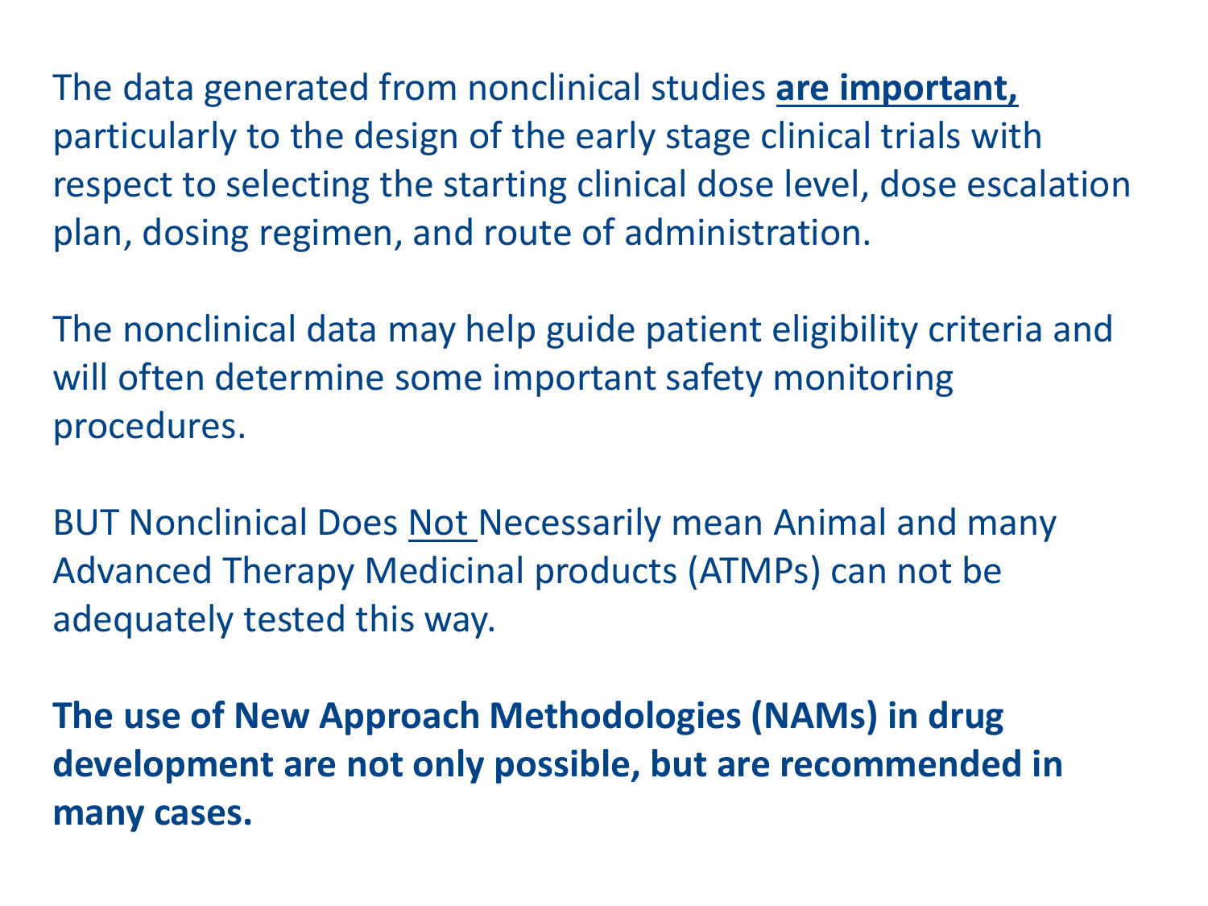The data generated from nonclinical studies **<u>are important,</u>** particularly to the design of the early stage clinical trials with respect to selecting the starting clinical dose level, dose escalation plan, dosing regimen, and route of administration.

The nonclinical data may help guide patient eligibility criteria and will often determine some important safety monitoring procedures.

BUT Nonclinical Does <u>Not</u> Necessarily mean Animal and many Advanced Therapy Medicinal products (ATMPs) can not be adequately tested this way.

**The use of New Approach Methodologies (NAMs) in drug development are not only possible, but are recommended in many cases.**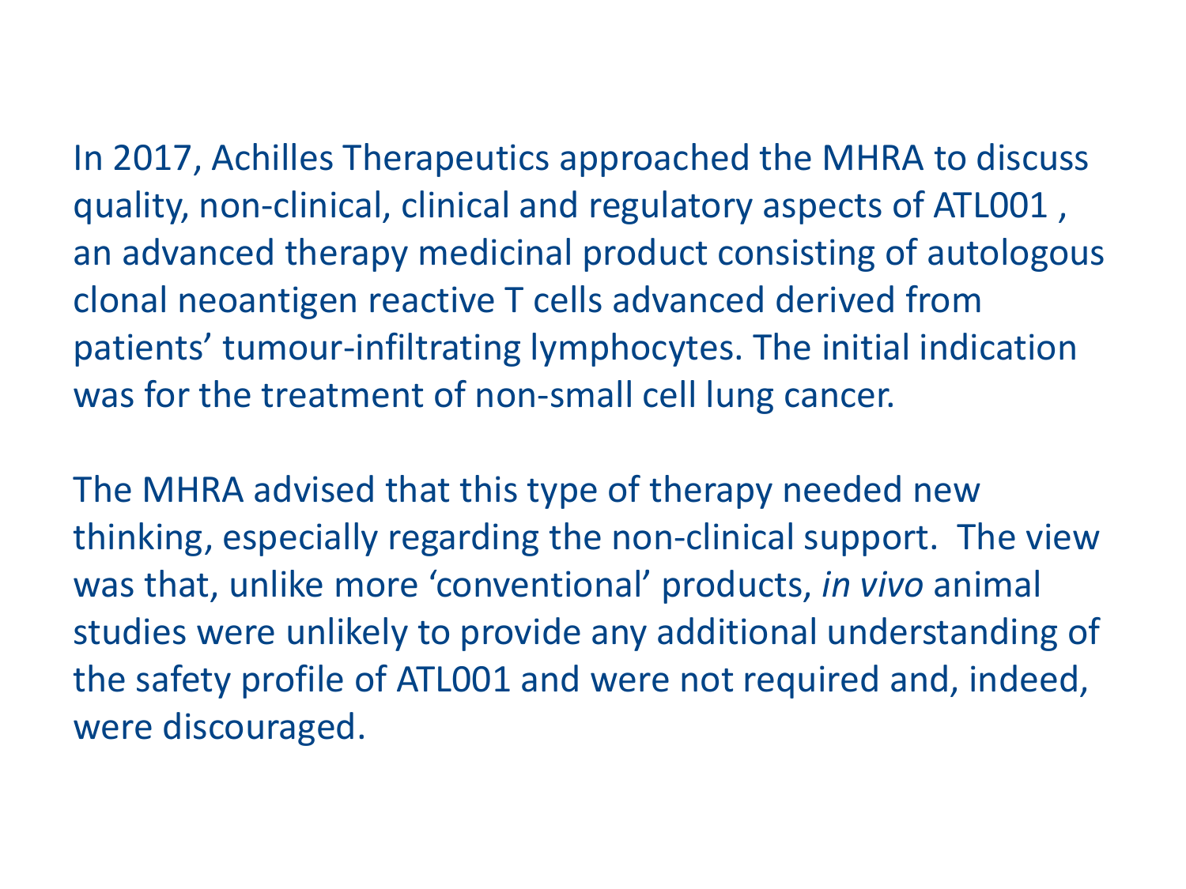In 2017, Achilles Therapeutics approached the MHRA to discuss quality, non-clinical, clinical and regulatory aspects of ATL001 , an advanced therapy medicinal product consisting of autologous clonal neoantigen reactive T cells advanced derived from patients' tumour-infiltrating lymphocytes. The initial indication was for the treatment of non-small cell lung cancer.

The MHRA advised that this type of therapy needed new thinking, especially regarding the non-clinical support. The view was that, unlike more 'conventional' products, *in vivo* animal studies were unlikely to provide any additional understanding of the safety profile of ATL001 and were not required and, indeed, were discouraged.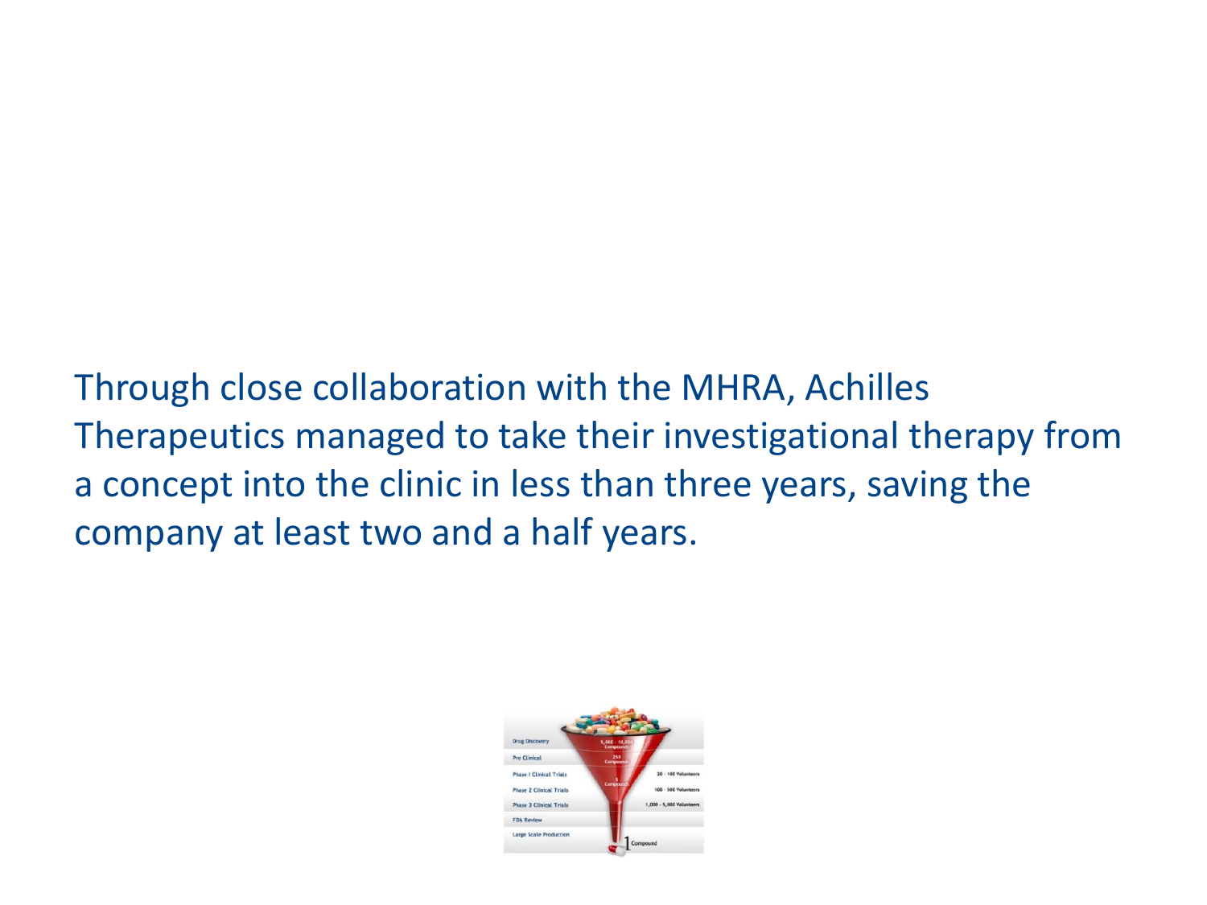Through close collaboration with the MHRA, Achilles Therapeutics managed to take their investigational therapy from a concept into the clinic in less than three years, saving the company at least two and a half years.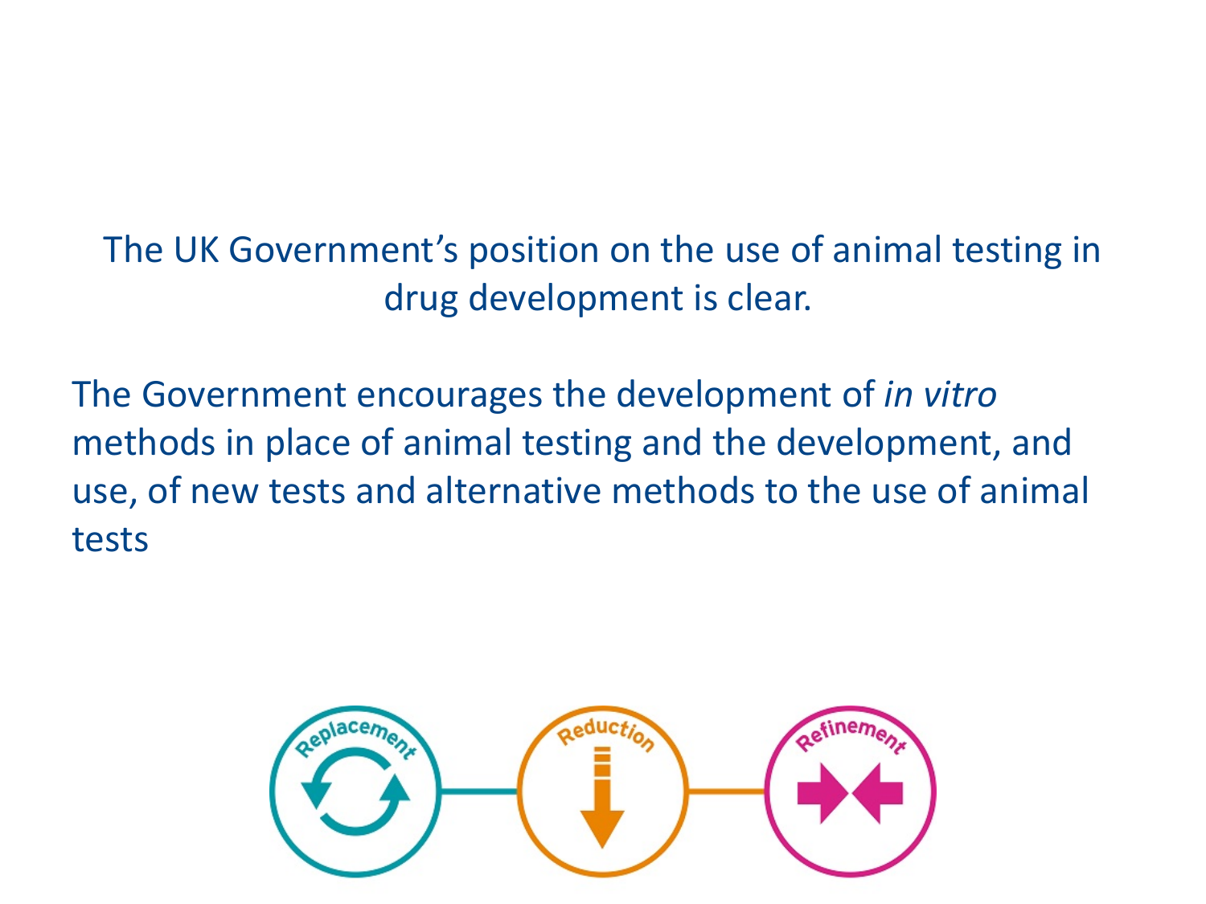The UK Government's position on the use of animal testing in drug development is clear.

The Government encourages the development of *in vitro* methods in place of animal testing and the development, and use, of new tests and alternative methods to the use of animal tests

Replacement

Reduction

Refinement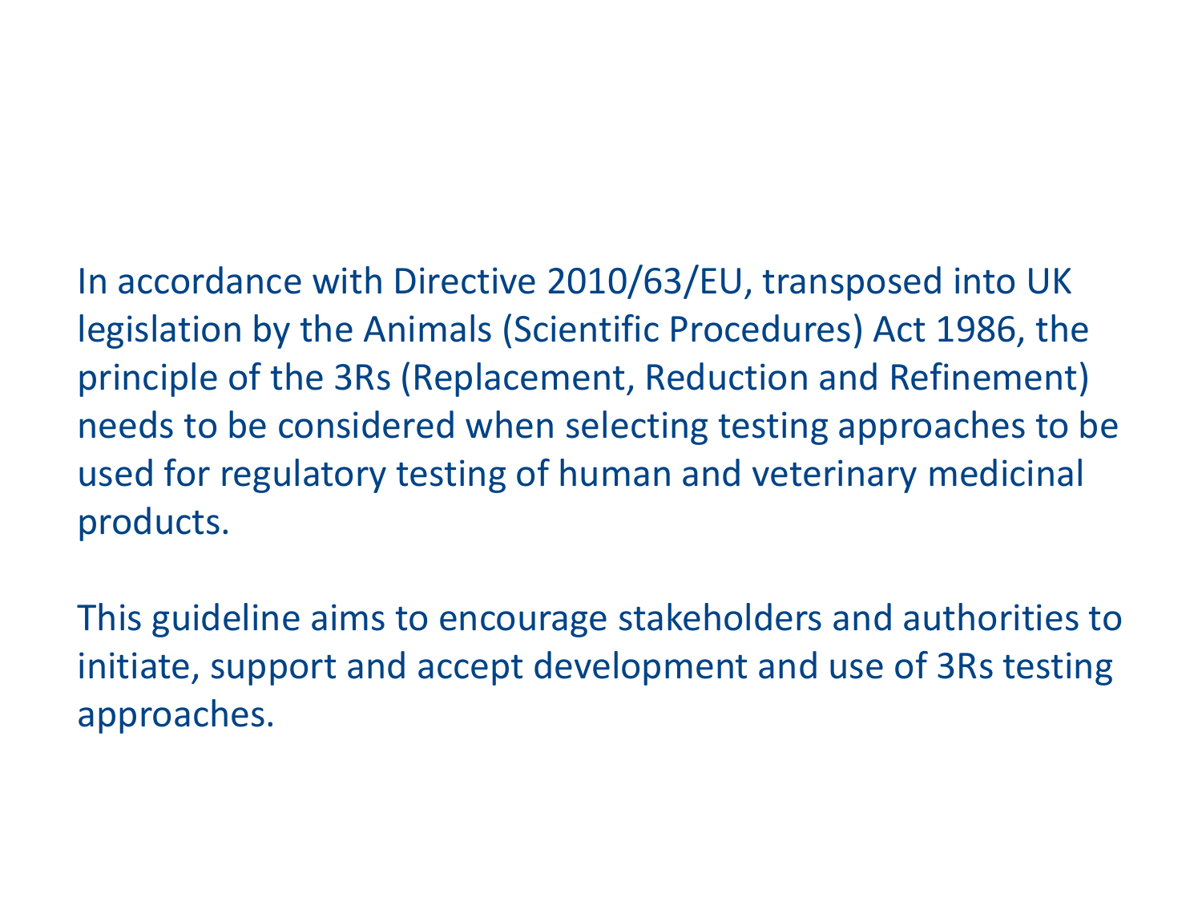In accordance with Directive 2010/63/EU, transposed into UK legislation by the Animals (Scientific Procedures) Act 1986, the principle of the 3Rs (Replacement, Reduction and Refinement) needs to be considered when selecting testing approaches to be used for regulatory testing of human and veterinary medicinal products.

This guideline aims to encourage stakeholders and authorities to initiate, support and accept development and use of 3Rs testing approaches.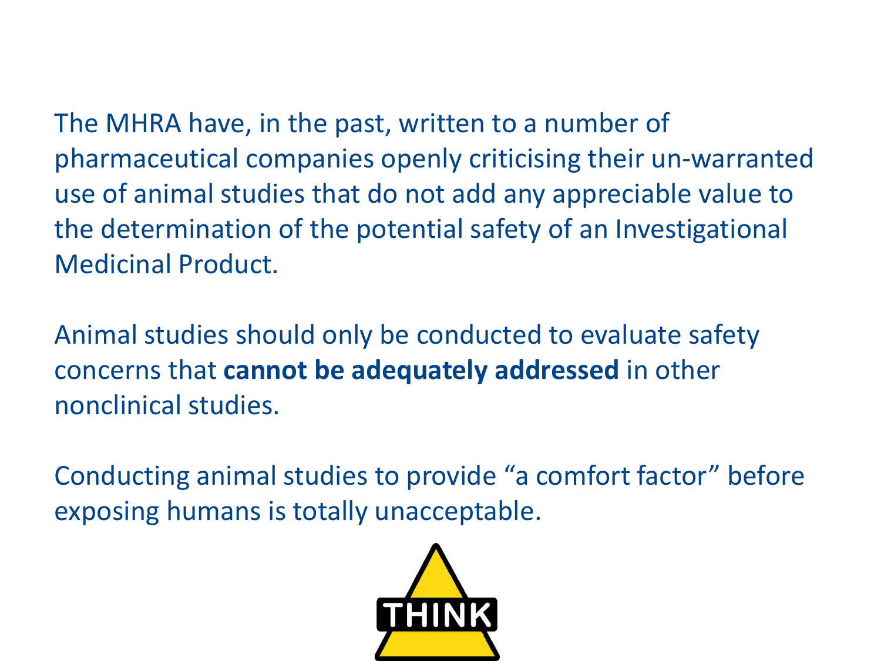The MHRA have, in the past, written to a number of pharmaceutical companies openly criticising their un-warranted use of animal studies that do not add any appreciable value to the determination of the potential safety of an Investigational Medicinal Product.

Animal studies should only be conducted to evaluate safety concerns that **cannot be adequately addressed** in other nonclinical studies.

Conducting animal studies to provide “a comfort factor” before exposing humans is totally unacceptable.

THINK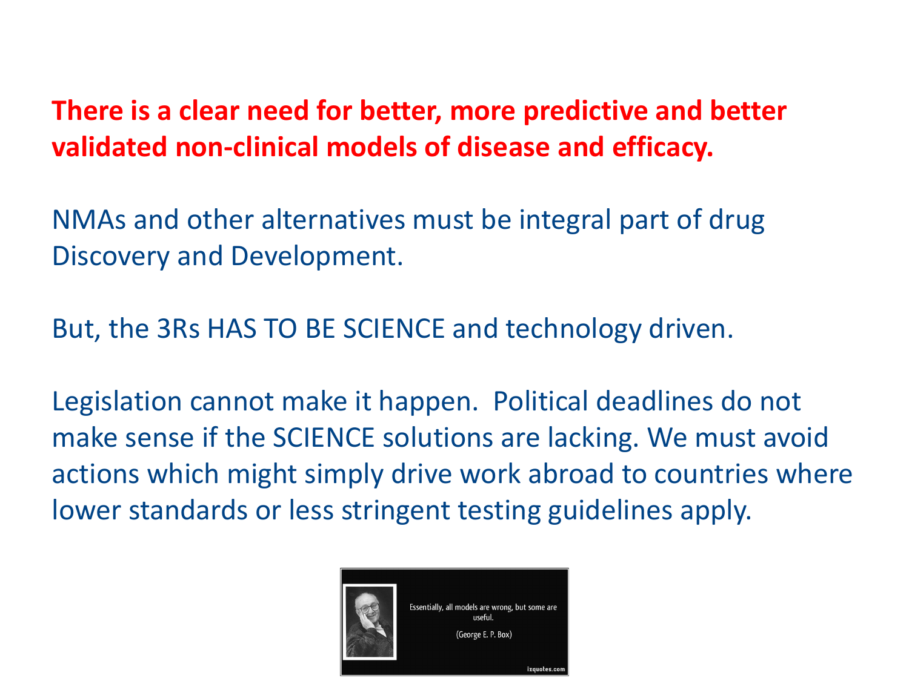**There is a clear need for better, more predictive and better validated non-clinical models of disease and efficacy.**

NMAs and other alternatives must be integral part of drug Discovery and Development.

But, the 3Rs HAS TO BE SCIENCE and technology driven.

Legislation cannot make it happen. Political deadlines do not make sense if the SCIENCE solutions are lacking. We must avoid actions which might simply drive work abroad to countries where lower standards or less stringent testing guidelines apply.

Essentially, all models are wrong, but some are useful.

(George E. P. Box)

izquotes.com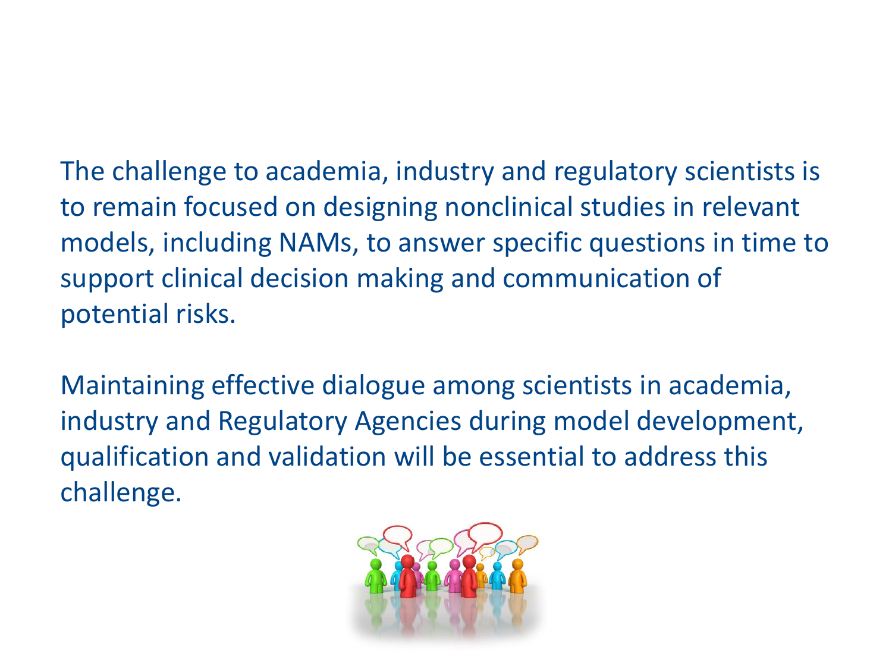The challenge to academia, industry and regulatory scientists is to remain focused on designing nonclinical studies in relevant models, including NAMs, to answer specific questions in time to support clinical decision making and communication of potential risks.

Maintaining effective dialogue among scientists in academia, industry and Regulatory Agencies during model development, qualification and validation will be essential to address this challenge.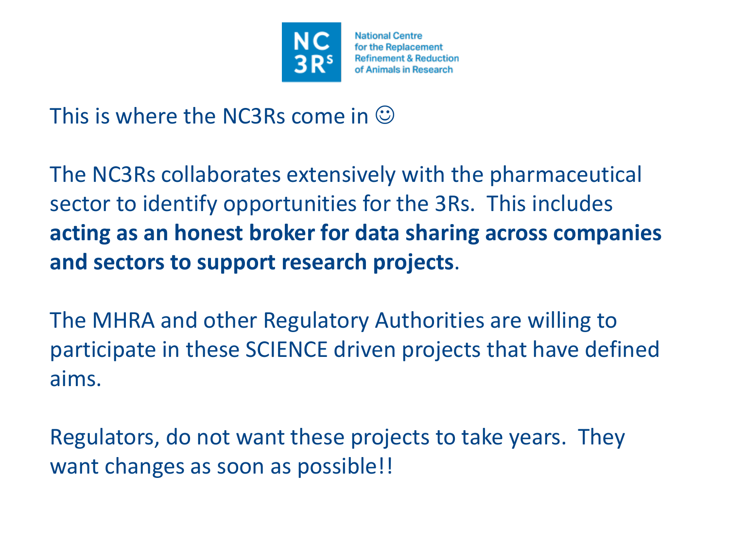NC 3Rs National Centre for the Replacement Refinement & Reduction of Animals in Research

This is where the NC3Rs come in ☺

The NC3Rs collaborates extensively with the pharmaceutical sector to identify opportunities for the 3Rs. This includes **acting as an honest broker for data sharing across companies and sectors to support research projects**.

The MHRA and other Regulatory Authorities are willing to participate in these SCIENCE driven projects that have defined aims.

Regulators, do not want these projects to take years. They want changes as soon as possible!!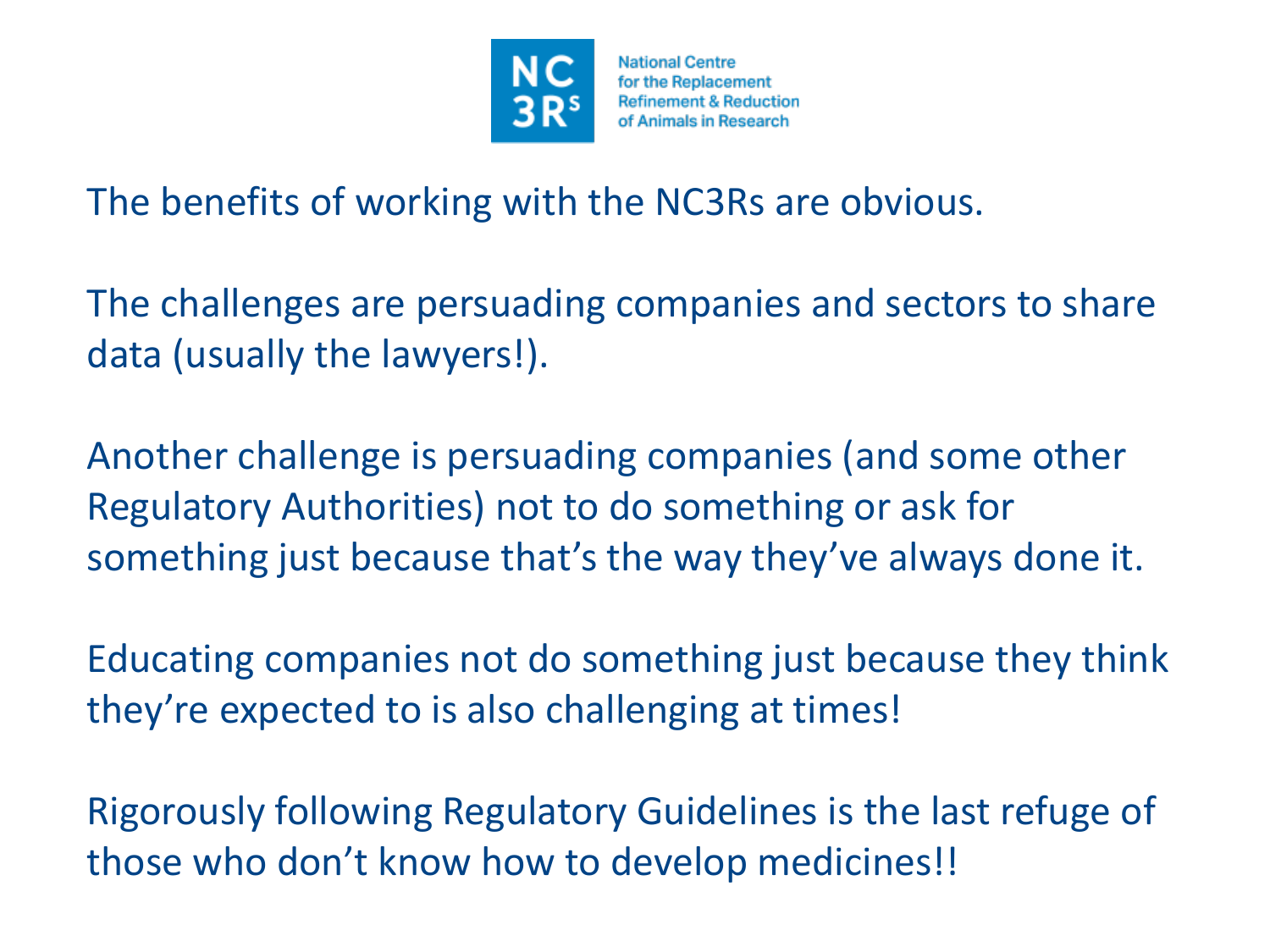NC3Rs — National Centre for the Replacement Refinement & Reduction of Animals in Research

The benefits of working with the NC3Rs are obvious.

The challenges are persuading companies and sectors to share data (usually the lawyers!).

Another challenge is persuading companies (and some other Regulatory Authorities) not to do something or ask for something just because that's the way they've always done it.

Educating companies not do something just because they think they're expected to is also challenging at times!

Rigorously following Regulatory Guidelines is the last refuge of those who don't know how to develop medicines!!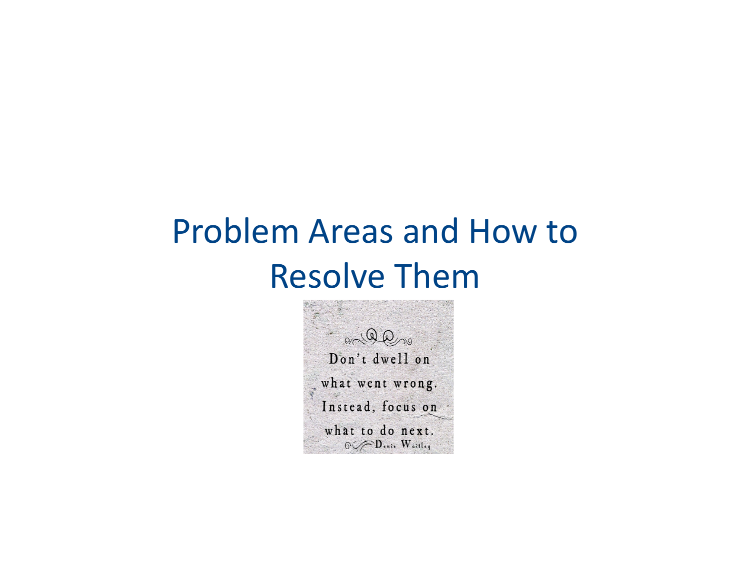# Problem Areas and How to Resolve Them

Don't dwell on what went wrong. Instead, focus on what to do next.

Denis Waitley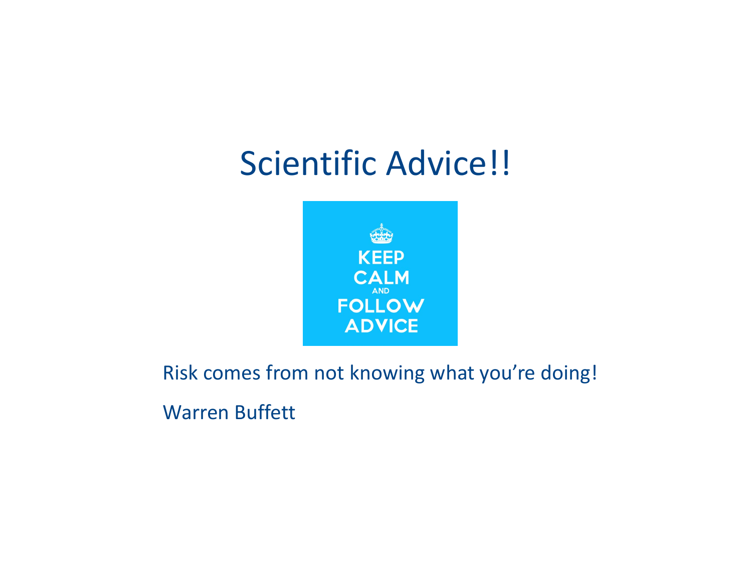# Scientific Advice!!

KEEP CALM AND FOLLOW ADVICE

Risk comes from not knowing what you're doing!

Warren Buffett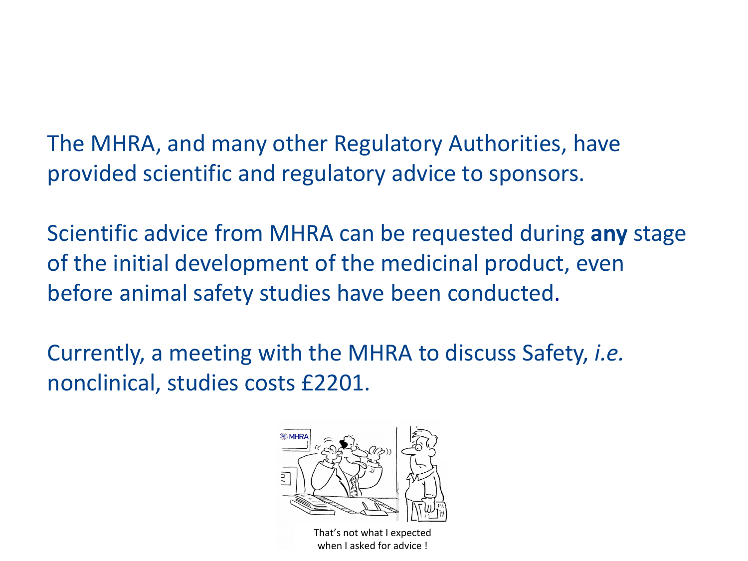The MHRA, and many other Regulatory Authorities, have provided scientific and regulatory advice to sponsors.

Scientific advice from MHRA can be requested during **any** stage of the initial development of the medicinal product, even before animal safety studies have been conducted.

Currently, a meeting with the MHRA to discuss Safety, *i.e.* nonclinical, studies costs £2201.

That's not what I expected when I asked for advice !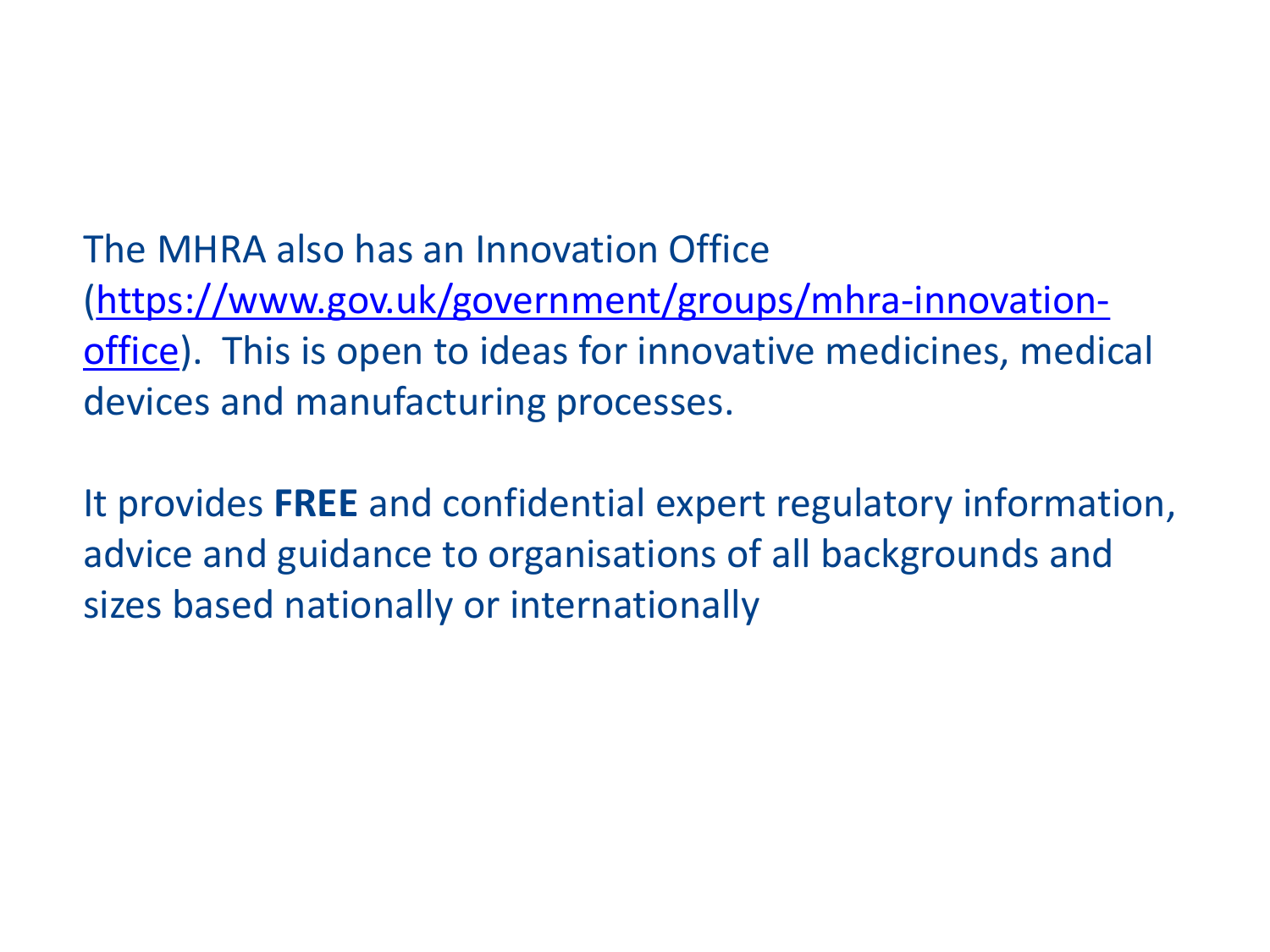The MHRA also has an Innovation Office ([https://www.gov.uk/government/groups/mhra-innovation-office](https://www.gov.uk/government/groups/mhra-innovation-office)). This is open to ideas for innovative medicines, medical devices and manufacturing processes.

It provides **FREE** and confidential expert regulatory information, advice and guidance to organisations of all backgrounds and sizes based nationally or internationally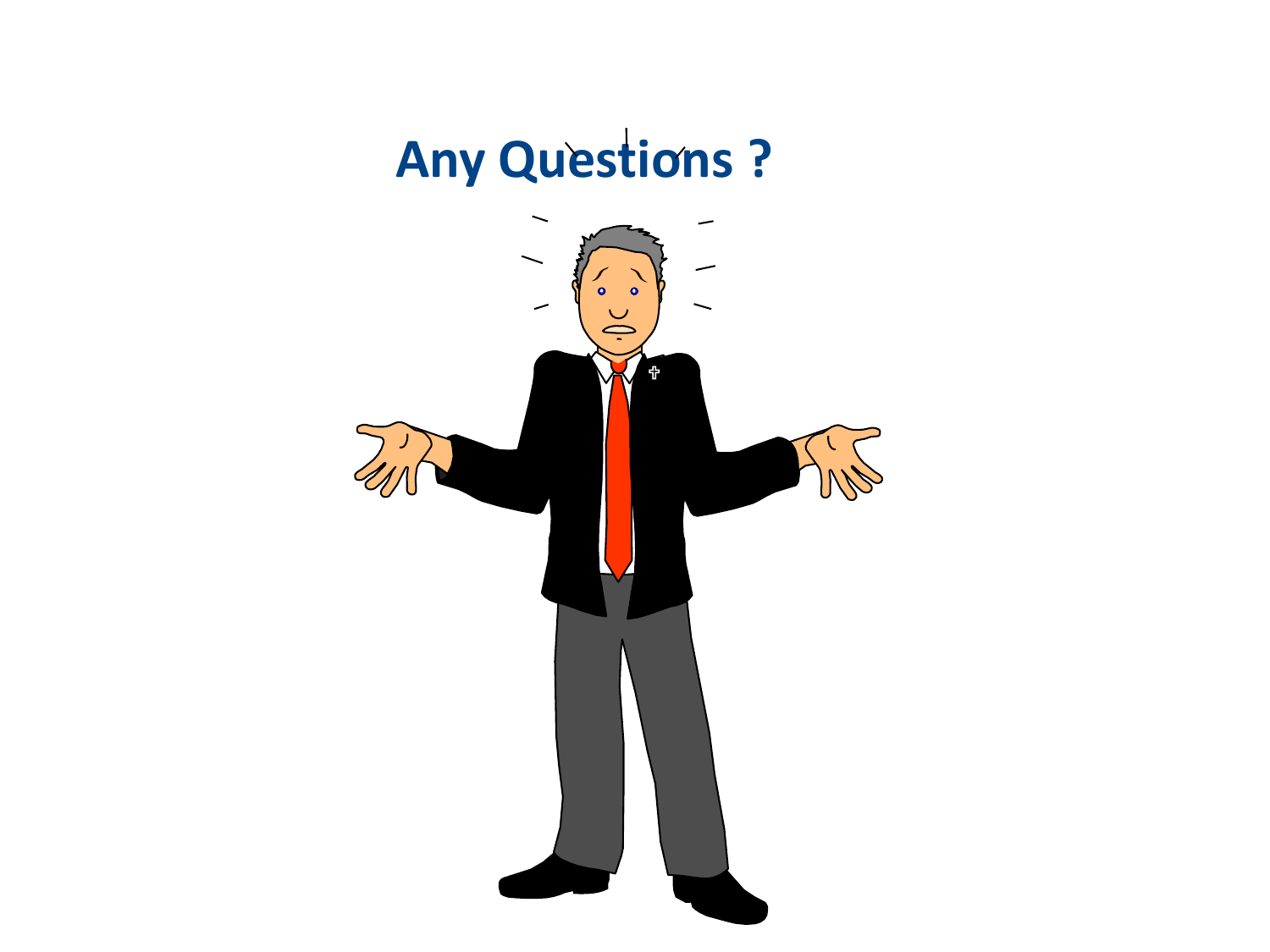# Any Questions ?